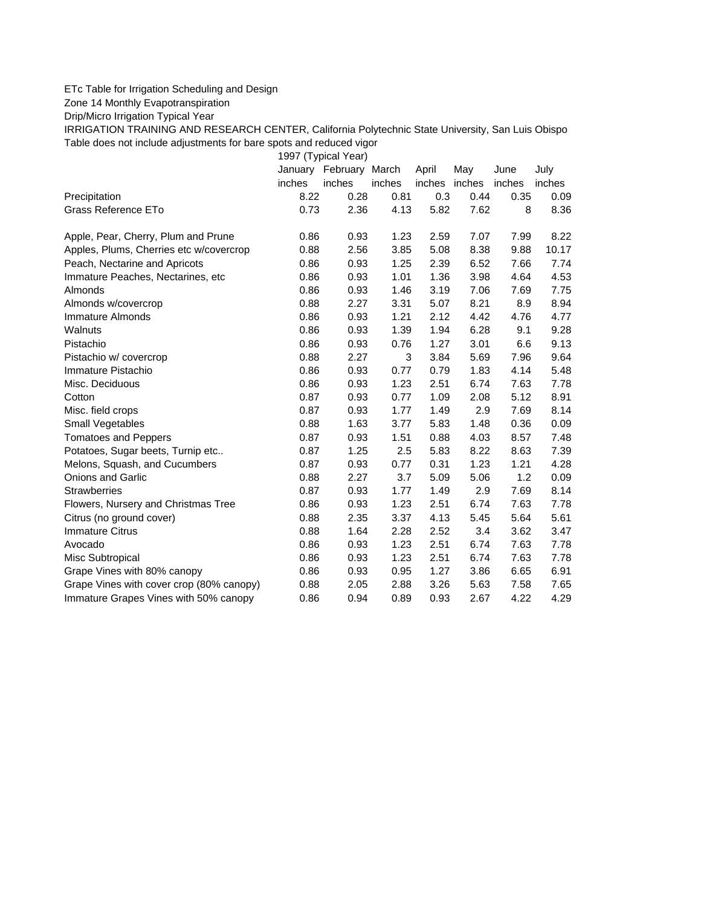ETc Table for Irrigation Scheduling and Design

Zone 14 Monthly Evapotranspiration

Drip/Micro Irrigation Typical Year

IRRIGATION TRAINING AND RESEARCH CENTER, California Polytechnic State University, San Luis Obispo

Table does not include adjustments for bare spots and reduced vigor

| | 1997 (Typical Year) | | | | | | |
|---|---|---|---|---|---|---|---|
| | January | February | March | April | May | June | July |
| | inches | inches | inches | inches | inches | inches | inches |
| Precipitation | 8.22 | 0.28 | 0.81 | 0.3 | 0.44 | 0.35 | 0.09 |
| Grass Reference ETo | 0.73 | 2.36 | 4.13 | 5.82 | 7.62 | 8 | 8.36 |
| | | | | | | | |
| Apple, Pear, Cherry, Plum and Prune | 0.86 | 0.93 | 1.23 | 2.59 | 7.07 | 7.99 | 8.22 |
| Apples, Plums, Cherries etc w/covercrop | 0.88 | 2.56 | 3.85 | 5.08 | 8.38 | 9.88 | 10.17 |
| Peach, Nectarine and Apricots | 0.86 | 0.93 | 1.25 | 2.39 | 6.52 | 7.66 | 7.74 |
| Immature Peaches, Nectarines, etc | 0.86 | 0.93 | 1.01 | 1.36 | 3.98 | 4.64 | 4.53 |
| Almonds | 0.86 | 0.93 | 1.46 | 3.19 | 7.06 | 7.69 | 7.75 |
| Almonds w/covercrop | 0.88 | 2.27 | 3.31 | 5.07 | 8.21 | 8.9 | 8.94 |
| Immature Almonds | 0.86 | 0.93 | 1.21 | 2.12 | 4.42 | 4.76 | 4.77 |
| Walnuts | 0.86 | 0.93 | 1.39 | 1.94 | 6.28 | 9.1 | 9.28 |
| Pistachio | 0.86 | 0.93 | 0.76 | 1.27 | 3.01 | 6.6 | 9.13 |
| Pistachio w/ covercrop | 0.88 | 2.27 | 3 | 3.84 | 5.69 | 7.96 | 9.64 |
| Immature Pistachio | 0.86 | 0.93 | 0.77 | 0.79 | 1.83 | 4.14 | 5.48 |
| Misc. Deciduous | 0.86 | 0.93 | 1.23 | 2.51 | 6.74 | 7.63 | 7.78 |
| Cotton | 0.87 | 0.93 | 0.77 | 1.09 | 2.08 | 5.12 | 8.91 |
| Misc. field crops | 0.87 | 0.93 | 1.77 | 1.49 | 2.9 | 7.69 | 8.14 |
| Small Vegetables | 0.88 | 1.63 | 3.77 | 5.83 | 1.48 | 0.36 | 0.09 |
| Tomatoes and Peppers | 0.87 | 0.93 | 1.51 | 0.88 | 4.03 | 8.57 | 7.48 |
| Potatoes, Sugar beets, Turnip etc.. | 0.87 | 1.25 | 2.5 | 5.83 | 8.22 | 8.63 | 7.39 |
| Melons, Squash, and Cucumbers | 0.87 | 0.93 | 0.77 | 0.31 | 1.23 | 1.21 | 4.28 |
| Onions and Garlic | 0.88 | 2.27 | 3.7 | 5.09 | 5.06 | 1.2 | 0.09 |
| Strawberries | 0.87 | 0.93 | 1.77 | 1.49 | 2.9 | 7.69 | 8.14 |
| Flowers, Nursery and Christmas Tree | 0.86 | 0.93 | 1.23 | 2.51 | 6.74 | 7.63 | 7.78 |
| Citrus (no ground cover) | 0.88 | 2.35 | 3.37 | 4.13 | 5.45 | 5.64 | 5.61 |
| Immature Citrus | 0.88 | 1.64 | 2.28 | 2.52 | 3.4 | 3.62 | 3.47 |
| Avocado | 0.86 | 0.93 | 1.23 | 2.51 | 6.74 | 7.63 | 7.78 |
| Misc Subtropical | 0.86 | 0.93 | 1.23 | 2.51 | 6.74 | 7.63 | 7.78 |
| Grape Vines with 80% canopy | 0.86 | 0.93 | 0.95 | 1.27 | 3.86 | 6.65 | 6.91 |
| Grape Vines with cover crop (80% canopy) | 0.88 | 2.05 | 2.88 | 3.26 | 5.63 | 7.58 | 7.65 |
| Immature Grapes Vines with 50% canopy | 0.86 | 0.94 | 0.89 | 0.93 | 2.67 | 4.22 | 4.29 |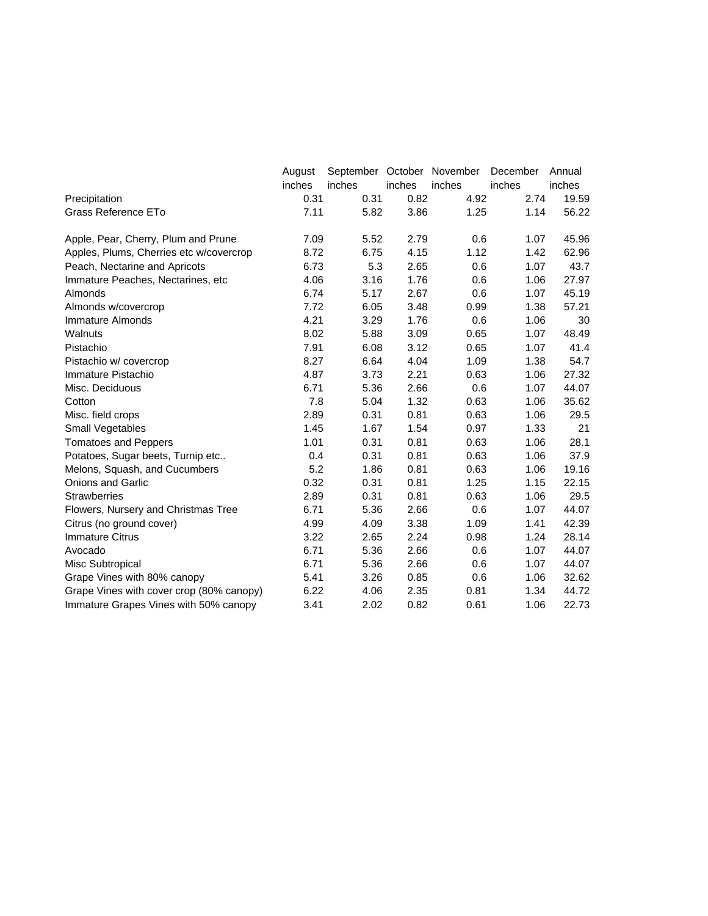| | August inches | September inches | October inches | November inches | December inches | Annual inches |
|---|---|---|---|---|---|---|
| Precipitation | 0.31 | 0.31 | 0.82 | 4.92 | 2.74 | 19.59 |
| Grass Reference ETo | 7.11 | 5.82 | 3.86 | 1.25 | 1.14 | 56.22 |
| | | | | | | |
| Apple, Pear, Cherry, Plum and Prune | 7.09 | 5.52 | 2.79 | 0.6 | 1.07 | 45.96 |
| Apples, Plums, Cherries etc w/covercrop | 8.72 | 6.75 | 4.15 | 1.12 | 1.42 | 62.96 |
| Peach, Nectarine and Apricots | 6.73 | 5.3 | 2.65 | 0.6 | 1.07 | 43.7 |
| Immature Peaches, Nectarines, etc | 4.06 | 3.16 | 1.76 | 0.6 | 1.06 | 27.97 |
| Almonds | 6.74 | 5.17 | 2.67 | 0.6 | 1.07 | 45.19 |
| Almonds w/covercrop | 7.72 | 6.05 | 3.48 | 0.99 | 1.38 | 57.21 |
| Immature Almonds | 4.21 | 3.29 | 1.76 | 0.6 | 1.06 | 30 |
| Walnuts | 8.02 | 5.88 | 3.09 | 0.65 | 1.07 | 48.49 |
| Pistachio | 7.91 | 6.08 | 3.12 | 0.65 | 1.07 | 41.4 |
| Pistachio w/ covercrop | 8.27 | 6.64 | 4.04 | 1.09 | 1.38 | 54.7 |
| Immature Pistachio | 4.87 | 3.73 | 2.21 | 0.63 | 1.06 | 27.32 |
| Misc. Deciduous | 6.71 | 5.36 | 2.66 | 0.6 | 1.07 | 44.07 |
| Cotton | 7.8 | 5.04 | 1.32 | 0.63 | 1.06 | 35.62 |
| Misc. field crops | 2.89 | 0.31 | 0.81 | 0.63 | 1.06 | 29.5 |
| Small Vegetables | 1.45 | 1.67 | 1.54 | 0.97 | 1.33 | 21 |
| Tomatoes and Peppers | 1.01 | 0.31 | 0.81 | 0.63 | 1.06 | 28.1 |
| Potatoes, Sugar beets, Turnip etc.. | 0.4 | 0.31 | 0.81 | 0.63 | 1.06 | 37.9 |
| Melons, Squash, and Cucumbers | 5.2 | 1.86 | 0.81 | 0.63 | 1.06 | 19.16 |
| Onions and Garlic | 0.32 | 0.31 | 0.81 | 1.25 | 1.15 | 22.15 |
| Strawberries | 2.89 | 0.31 | 0.81 | 0.63 | 1.06 | 29.5 |
| Flowers, Nursery and Christmas Tree | 6.71 | 5.36 | 2.66 | 0.6 | 1.07 | 44.07 |
| Citrus (no ground cover) | 4.99 | 4.09 | 3.38 | 1.09 | 1.41 | 42.39 |
| Immature Citrus | 3.22 | 2.65 | 2.24 | 0.98 | 1.24 | 28.14 |
| Avocado | 6.71 | 5.36 | 2.66 | 0.6 | 1.07 | 44.07 |
| Misc Subtropical | 6.71 | 5.36 | 2.66 | 0.6 | 1.07 | 44.07 |
| Grape Vines with 80% canopy | 5.41 | 3.26 | 0.85 | 0.6 | 1.06 | 32.62 |
| Grape Vines with cover crop (80% canopy) | 6.22 | 4.06 | 2.35 | 0.81 | 1.34 | 44.72 |
| Immature Grapes Vines with 50% canopy | 3.41 | 2.02 | 0.82 | 0.61 | 1.06 | 22.73 |